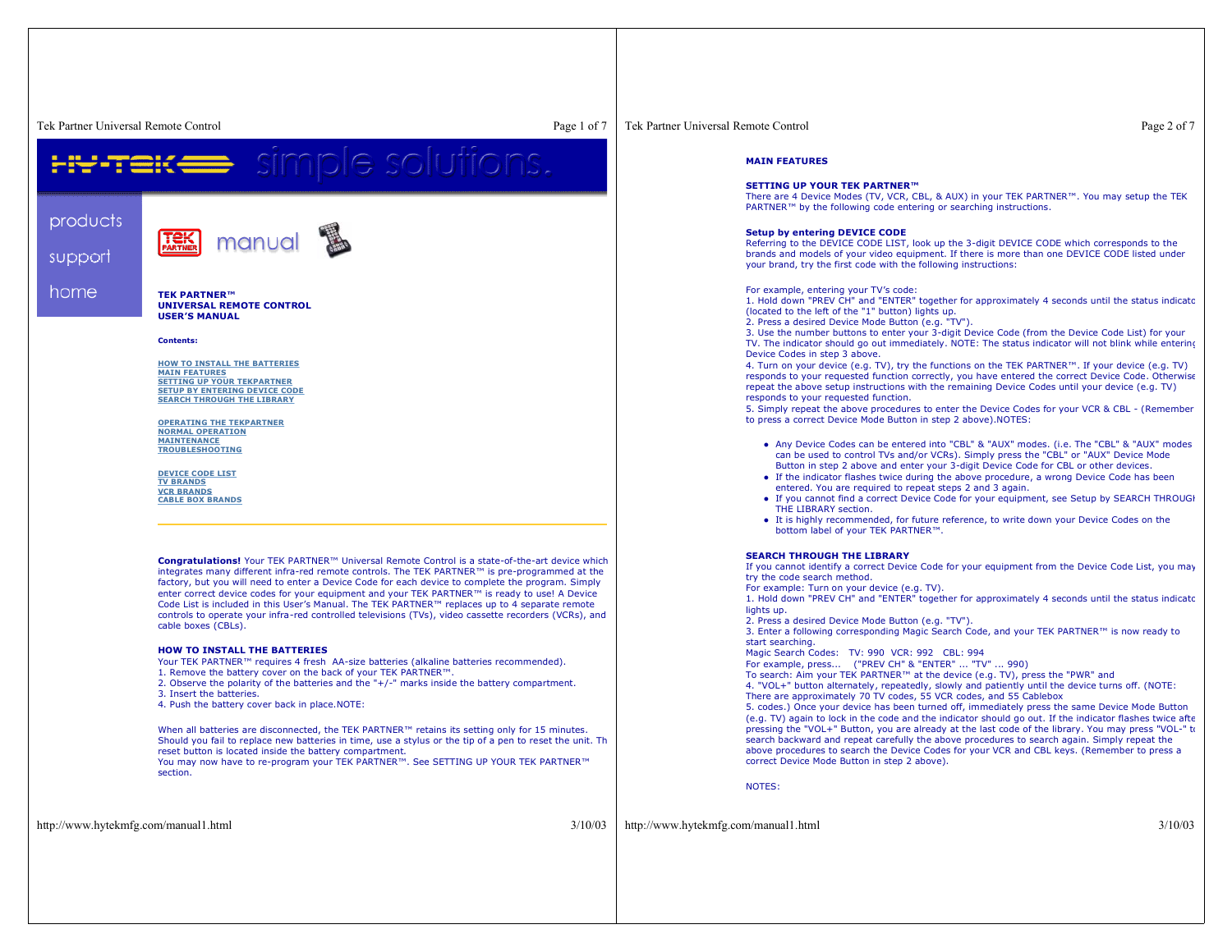products

support

home

manual

**TEK PARTNER™**
**UNIVERSAL REMOTE CONTROL**
**USER'S MANUAL**

**Contents:**

HOW TO INSTALL THE BATTERIES
MAIN FEATURES
SETTING UP YOUR TEKPARTNER
SETUP BY ENTERING DEVICE CODE
SEARCH THROUGH THE LIBRARY

OPERATING THE TEKPARTNER
NORMAL OPERATION
MAINTENANCE
TROUBLESHOOTING

DEVICE CODE LIST
TV BRANDS
VCR BRANDS
CABLE BOX BRANDS

**Congratulations!** Your TEK PARTNER™ Universal Remote Control is a state-of-the-art device which integrates many different infra-red remote controls. The TEK PARTNER™ is pre-programmed at the factory, but you will need to enter a Device Code for each device to complete the program. Simply enter correct device codes for your equipment and your TEK PARTNER™ is ready to use! A Device Code List is included in this User's Manual. The TEK PARTNER™ replaces up to 4 separate remote controls to operate your infra-red controlled televisions (TVs), video cassette recorders (VCRs), and cable boxes (CBLs).

## HOW TO INSTALL THE BATTERIES

Your TEK PARTNER™ requires 4 fresh AA-size batteries (alkaline batteries recommended).
1. Remove the battery cover on the back of your TEK PARTNER™.
2. Observe the polarity of the batteries and the "+/-" marks inside the battery compartment.
3. Insert the batteries.
4. Push the battery cover back in place.NOTE:

When all batteries are disconnected, the TEK PARTNER™ retains its setting only for 15 minutes. Should you fail to replace new batteries in time, use a stylus or the tip of a pen to reset the unit. Th reset button is located inside the battery compartment.
You may now have to re-program your TEK PARTNER™. See SETTING UP YOUR TEK PARTNER™ section.

## MAIN FEATURES

### SETTING UP YOUR TEK PARTNER™

There are 4 Device Modes (TV, VCR, CBL, & AUX) in your TEK PARTNER™. You may setup the TEK PARTNER™ by the following code entering or searching instructions.

### Setup by entering DEVICE CODE

Referring to the DEVICE CODE LIST, look up the 3-digit DEVICE CODE which corresponds to the brands and models of your video equipment. If there is more than one DEVICE CODE listed under your brand, try the first code with the following instructions:

For example, entering your TV's code:
1. Hold down "PREV CH" and "ENTER" together for approximately 4 seconds until the status indicato (located to the left of the "1" button) lights up.
2. Press a desired Device Mode Button (e.g. "TV").
3. Use the number buttons to enter your 3-digit Device Code (from the Device Code List) for your TV. The indicator should go out immediately. NOTE: The status indicator will not blink while entering Device Codes in step 3 above.
4. Turn on your device (e.g. TV), try the functions on the TEK PARTNER™. If your device (e.g. TV) responds to your requested function correctly, you have entered the correct Device Code. Otherwise repeat the above setup instructions with the remaining Device Codes until your device (e.g. TV) responds to your requested function.
5. Simply repeat the above procedures to enter the Device Codes for your VCR & CBL - (Remember to press a correct Device Mode Button in step 2 above).NOTES:

- Any Device Codes can be entered into "CBL" & "AUX" modes. (i.e. The "CBL" & "AUX" modes can be used to control TVs and/or VCRs). Simply press the "CBL" or "AUX" Device Mode Button in step 2 above and enter your 3-digit Device Code for CBL or other devices.
- If the indicator flashes twice during the above procedure, a wrong Device Code has been entered. You are required to repeat steps 2 and 3 again.
- If you cannot find a correct Device Code for your equipment, see Setup by SEARCH THROUGH THE LIBRARY section.
- It is highly recommended, for future reference, to write down your Device Codes on the bottom label of your TEK PARTNER™.

### SEARCH THROUGH THE LIBRARY

If you cannot identify a correct Device Code for your equipment from the Device Code List, you may try the code search method.
For example: Turn on your device (e.g. TV).
1. Hold down "PREV CH" and "ENTER" together for approximately 4 seconds until the status indicato lights up.
2. Press a desired Device Mode Button (e.g. "TV").
3. Enter a following corresponding Magic Search Code, and your TEK PARTNER™ is now ready to start searching.
Magic Search Codes: TV: 990 VCR: 992 CBL: 994
For example, press... ("PREV CH" & "ENTER" ... "TV" ... 990)
To search: Aim your TEK PARTNER™ at the device (e.g. TV), press the "PWR" and
4. "VOL+" button alternately, repeatedly, slowly and patiently until the device turns off. (NOTE: There are approximately 70 TV codes, 55 VCR codes, and 55 Cablebox
5. codes.) Once your device has been turned off, immediately press the same Device Mode Button (e.g. TV) again to lock in the code and the indicator should go out. If the indicator flashes twice afte pressing the "VOL+" Button, you are already at the last code of the library. You may press "VOL-" to search backward and repeat carefully the above procedures to search again. Simply repeat the above procedures to search the Device Codes for your VCR and CBL keys. (Remember to press a correct Device Mode Button in step 2 above).

NOTES: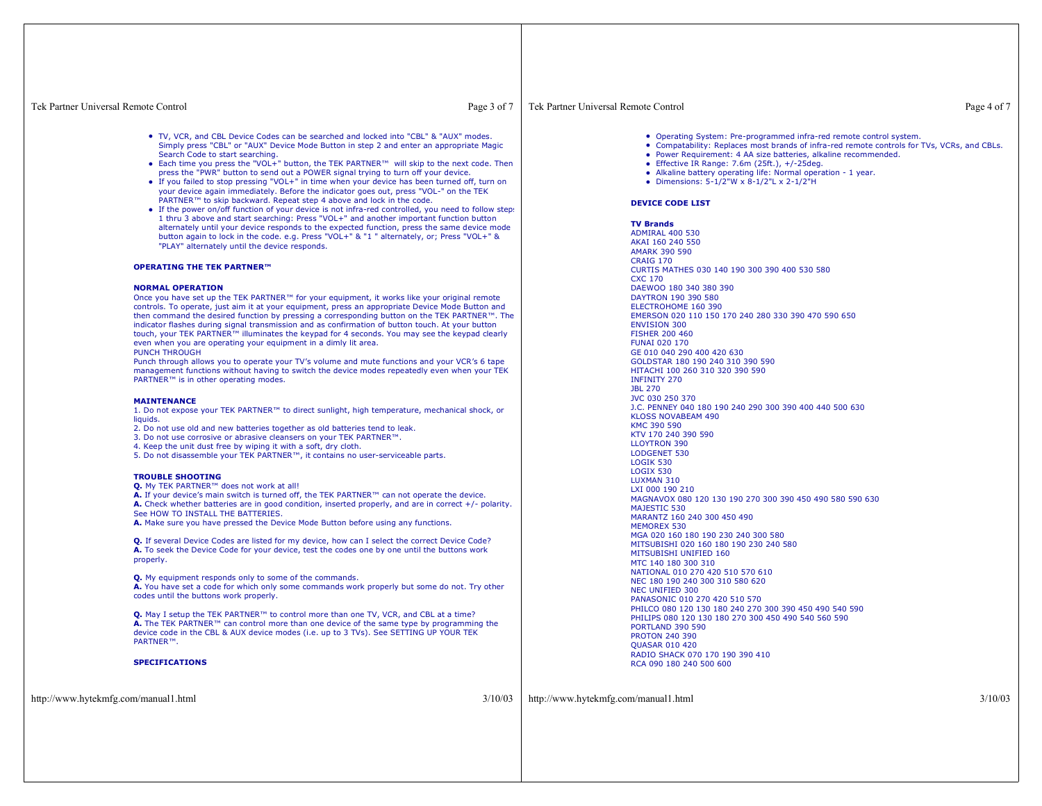- TV, VCR, and CBL Device Codes can be searched and locked into "CBL" & "AUX" modes. Simply press "CBL" or "AUX" Device Mode Button in step 2 and enter an appropriate Magic Search Code to start searching.
- Each time you press the "VOL+" button, the TEK PARTNER™ will skip to the next code. Then press the "PWR" button to send out a POWER signal trying to turn off your device.
- If you failed to stop pressing "VOL+" in time when your device has been turned off, turn on your device again immediately. Before the indicator goes out, press "VOL-" on the TEK PARTNER™ to skip backward. Repeat step 4 above and lock in the code.
- If the power on/off function of your device is not infra-red controlled, you need to follow steps 1 thru 3 above and start searching: Press "VOL+" and another important function button alternately until your device responds to the expected function, press the same device mode button again to lock in the code. e.g. Press "VOL+" & "1 " alternately, or; Press "VOL+" & "PLAY" alternately until the device responds.

**OPERATING THE TEK PARTNER™**

**NORMAL OPERATION**

Once you have set up the TEK PARTNER™ for your equipment, it works like your original remote controls. To operate, just aim it at your equipment, press an appropriate Device Mode Button and then command the desired function by pressing a corresponding button on the TEK PARTNER™. The indicator flashes during signal transmission and as confirmation of button touch. At your button touch, your TEK PARTNER™ illuminates the keypad for 4 seconds. You may see the keypad clearly even when you are operating your equipment in a dimly lit area.

PUNCH THROUGH

Punch through allows you to operate your TV's volume and mute functions and your VCR's 6 tape management functions without having to switch the device modes repeatedly even when your TEK PARTNER™ is in other operating modes.

**MAINTENANCE**

1. Do not expose your TEK PARTNER™ to direct sunlight, high temperature, mechanical shock, or liquids.
2. Do not use old and new batteries together as old batteries tend to leak.
3. Do not use corrosive or abrasive cleansers on your TEK PARTNER™.
4. Keep the unit dust free by wiping it with a soft, dry cloth.
5. Do not disassemble your TEK PARTNER™, it contains no user-serviceable parts.

**TROUBLE SHOOTING**

**Q.** My TEK PARTNER™ does not work at all!
**A.** If your device's main switch is turned off, the TEK PARTNER™ can not operate the device.
**A.** Check whether batteries are in good condition, inserted properly, and are in correct +/- polarity. See HOW TO INSTALL THE BATTERIES.
**A.** Make sure you have pressed the Device Mode Button before using any functions.

**Q.** If several Device Codes are listed for my device, how can I select the correct Device Code?
**A.** To seek the Device Code for your device, test the codes one by one until the buttons work properly.

**Q.** My equipment responds only to some of the commands.
**A.** You have set a code for which only some commands work properly but some do not. Try other codes until the buttons work properly.

**Q.** May I setup the TEK PARTNER™ to control more than one TV, VCR, and CBL at a time?
**A.** The TEK PARTNER™ can control more than one device of the same type by programming the device code in the CBL & AUX device modes (i.e. up to 3 TVs). See SETTING UP YOUR TEK PARTNER™.

**SPECIFICATIONS**

- Operating System: Pre-programmed infra-red remote control system.
- Compatability: Replaces most brands of infra-red remote controls for TVs, VCRs, and CBLs.
- Power Requirement: 4 AA size batteries, alkaline recommended.
- Effective IR Range: 7.6m (25ft.), +/-25deg.
- Alkaline battery operating life: Normal operation - 1 year.
- Dimensions: 5-1/2"W x 8-1/2"L x 2-1/2"H

**DEVICE CODE LIST**

**TV Brands**

ADMIRAL 400 530
AKAI 160 240 550
AMARK 390 590
CRAIG 170
CURTIS MATHES 030 140 190 300 390 400 530 580
CXC 170
DAEWOO 180 340 380 390
DAYTRON 190 390 580
ELECTROHOME 160 390
EMERSON 020 110 150 170 240 280 330 390 470 590 650
ENVISION 300
FISHER 200 460
FUNAI 020 170
GE 010 040 290 400 420 630
GOLDSTAR 180 190 240 310 390 590
HITACHI 100 260 310 320 390 590
INFINITY 270
JBL 270
JVC 030 250 370
J.C. PENNEY 040 180 190 240 290 300 390 400 440 500 630
KLOSS NOVABEAM 490
KMC 390 590
KTV 170 240 390 590
LLOYTRON 390
LODGENET 530
LOGIK 530
LOGIX 530
LUXMAN 310
LXI 000 190 210
MAGNAVOX 080 120 130 190 270 300 390 450 490 580 590 630
MAJESTIC 530
MARANTZ 160 240 300 450 490
MEMOREX 530
MGA 020 160 180 190 230 240 300 580
MITSUBISHI 020 160 180 190 230 240 580
MITSUBISHI UNIFIED 160
MTC 140 180 300 310
NATIONAL 010 270 420 510 570 610
NEC 180 190 240 300 310 580 620
NEC UNIFIED 300
PANASONIC 010 270 420 510 570
PHILCO 080 120 130 180 240 270 300 390 450 490 540 590
PHILIPS 080 120 130 180 270 300 450 490 540 560 590
PORTLAND 390 590
PROTON 240 390
QUASAR 010 420
RADIO SHACK 070 170 190 390 410
RCA 090 180 240 500 600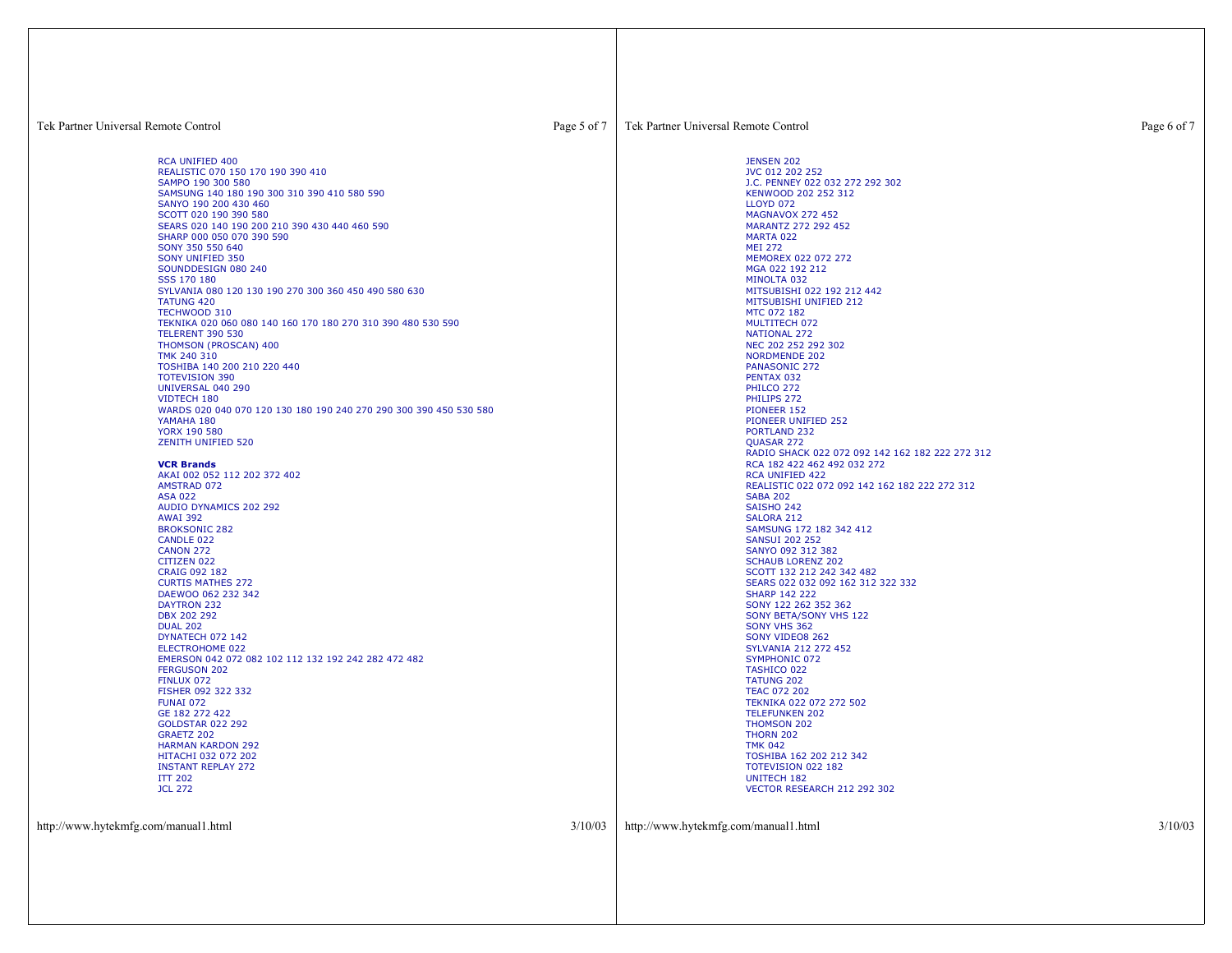RCA UNIFIED 400
REALISTIC 070 150 170 190 390 410
SAMPO 190 300 580
SAMSUNG 140 180 190 300 310 390 410 580 590
SANYO 190 200 430 460
SCOTT 020 190 390 580
SEARS 020 140 190 200 210 390 430 440 460 590
SHARP 000 050 070 390 590
SONY 350 550 640
SONY UNIFIED 350
SOUNDDESIGN 080 240
SSS 170 180
SYLVANIA 080 120 130 190 270 300 360 450 490 580 630
TATUNG 420
TECHWOOD 310
TEKNIKA 020 060 080 140 160 170 180 270 310 390 480 530 590
TELERENT 390 530
THOMSON (PROSCAN) 400
TMK 240 310
TOSHIBA 140 200 210 220 440
TOTEVISION 390
UNIVERSAL 040 290
VIDTECH 180
WARDS 020 040 070 120 130 180 190 240 270 290 300 390 450 530 580
YAMAHA 180
YORX 190 580
ZENITH UNIFIED 520

**VCR Brands**

AKAI 002 052 112 202 372 402
AMSTRAD 072
ASA 022
AUDIO DYNAMICS 202 292
AWAI 392
BROKSONIC 282
CANDLE 022
CANON 272
CITIZEN 022
CRAIG 092 182
CURTIS MATHES 272
DAEWOO 062 232 342
DAYTRON 232
DBX 202 292
DUAL 202
DYNATECH 072 142
ELECTROHOME 022
EMERSON 042 072 082 102 112 132 192 242 282 472 482
FERGUSON 202
FINLUX 072
FISHER 092 322 332
FUNAI 072
GE 182 272 422
GOLDSTAR 022 292
GRAETZ 202
HARMAN KARDON 292
HITACHI 032 072 202
INSTANT REPLAY 272
ITT 202
JCL 272
JENSEN 202
JVC 012 202 252
J.C. PENNEY 022 032 272 292 302
KENWOOD 202 252 312
LLOYD 072
MAGNAVOX 272 452
MARANTZ 272 292 452
MARTA 022
MEI 272
MEMOREX 022 072 272
MGA 022 192 212
MINOLTA 032
MITSUBISHI 022 192 212 442
MITSUBISHI UNIFIED 212
MTC 072 182
MULTITECH 072
NATIONAL 272
NEC 202 252 292 302
NORDMENDE 202
PANASONIC 272
PENTAX 032
PHILCO 272
PHILIPS 272
PIONEER 152
PIONEER UNIFIED 252
PORTLAND 232
QUASAR 272
RADIO SHACK 022 072 092 142 162 182 222 272 312
RCA 182 422 462 492 032 272
RCA UNIFIED 422
REALISTIC 022 072 092 142 162 182 222 272 312
SABA 202
SAISHO 242
SALORA 212
SAMSUNG 172 182 342 412
SANSUI 202 252
SANYO 092 312 382
SCHAUB LORENZ 202
SCOTT 132 212 242 342 482
SEARS 022 032 092 162 312 322 332
SHARP 142 222
SONY 122 262 352 362
SONY BETA/SONY VHS 122
SONY VHS 362
SONY VIDEO8 262
SYLVANIA 212 272 452
SYMPHONIC 072
TASHICO 022
TATUNG 202
TEAC 072 202
TEKNIKA 022 072 272 502
TELEFUNKEN 202
THOMSON 202
THORN 202
TMK 042
TOSHIBA 162 202 212 342
TOTEVISION 022 182
UNITECH 182
VECTOR RESEARCH 212 292 302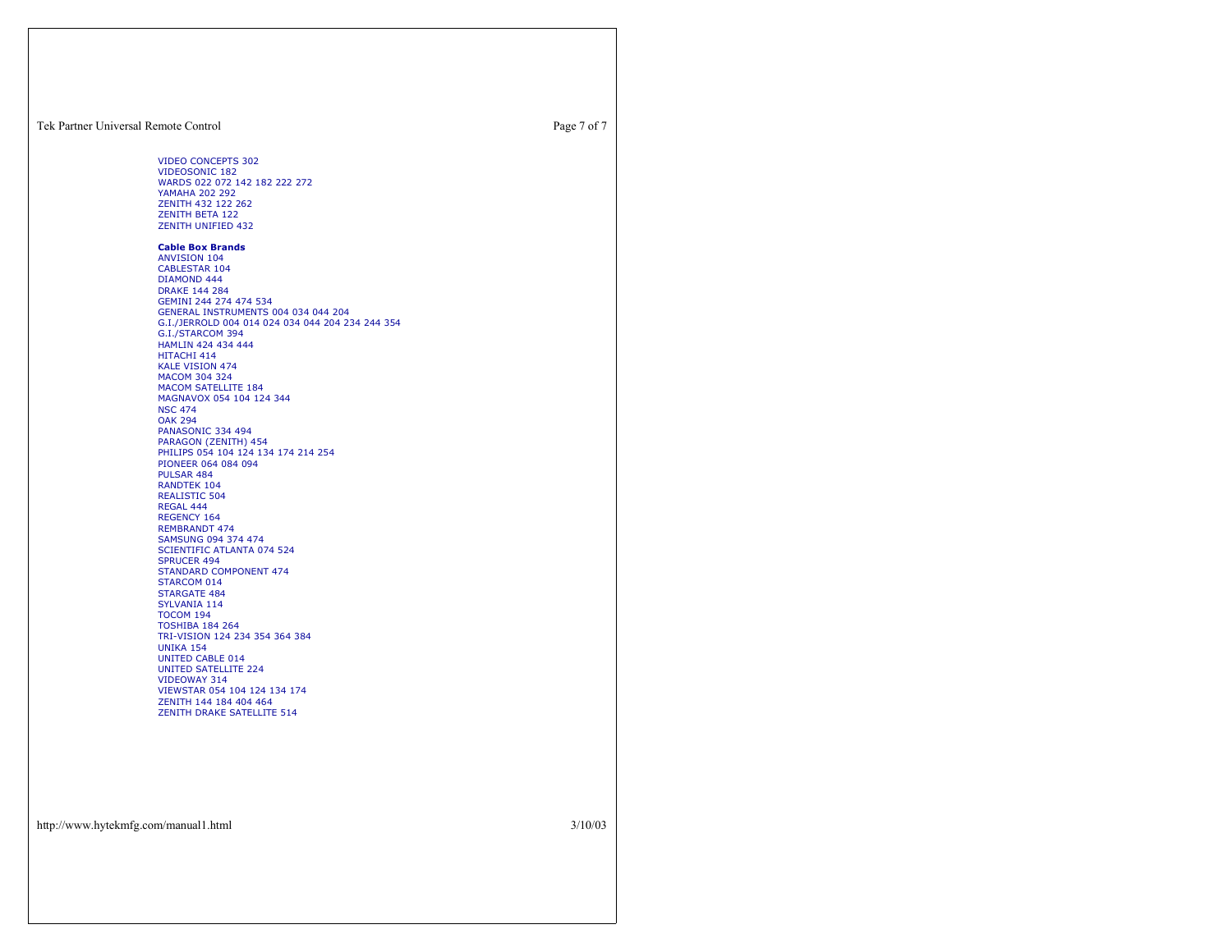VIDEO CONCEPTS 302
VIDEOSONIC 182
WARDS 022 072 142 182 222 272
YAMAHA 202 292
ZENITH 432 122 262
ZENITH BETA 122
ZENITH UNIFIED 432

**Cable Box Brands**

ANVISION 104
CABLESTAR 104
DIAMOND 444
DRAKE 144 284
GEMINI 244 274 474 534
GENERAL INSTRUMENTS 004 034 044 204
G.I./JERROLD 004 014 024 034 044 204 234 244 354
G.I./STARCOM 394
HAMLIN 424 434 444
HITACHI 414
KALE VISION 474
MACOM 304 324
MACOM SATELLITE 184
MAGNAVOX 054 104 124 344
NSC 474
OAK 294
PANASONIC 334 494
PARAGON (ZENITH) 454
PHILIPS 054 104 124 134 174 214 254
PIONEER 064 084 094
PULSAR 484
RANDTEK 104
REALISTIC 504
REGAL 444
REGENCY 164
REMBRANDT 474
SAMSUNG 094 374 474
SCIENTIFIC ATLANTA 074 524
SPRUCER 494
STANDARD COMPONENT 474
STARCOM 014
STARGATE 484
SYLVANIA 114
TOCOM 194
TOSHIBA 184 264
TRI-VISION 124 234 354 364 384
UNIKA 154
UNITED CABLE 014
UNITED SATELLITE 224
VIDEOWAY 314
VIEWSTAR 054 104 124 134 174
ZENITH 144 184 404 464
ZENITH DRAKE SATELLITE 514